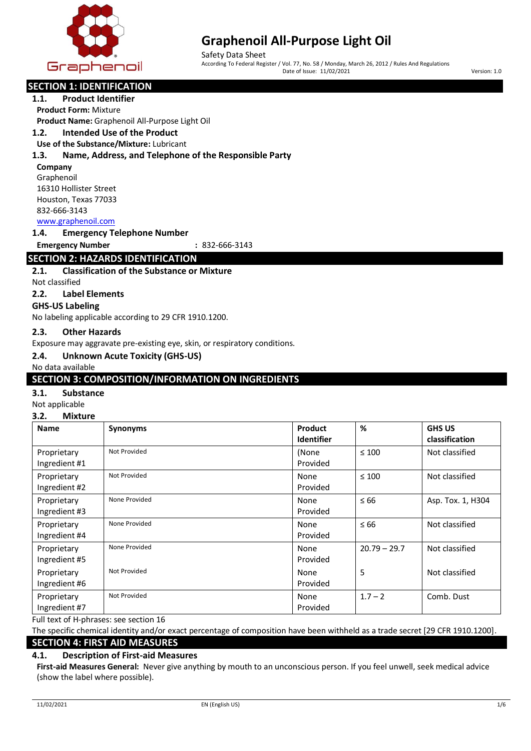# Graphenoil All-Purpose Light Oil

Safety Data Sheet

According To Federal Register / Vol. 77, No. 58 / Monday, March 26, 2012 / Rules And Regulations

Date of Issue: 11/02/2021

Version: 1.0

## SECTION 1: IDENTIFICATION

### 1.1. Product Identifier

**Product Form:** Mixture

**Product Name:** Graphenoil All-Purpose Light Oil

### 1.2. Intended Use of the Product

**Use of the Substance/Mixture:** Lubricant

### 1.3. Name, Address, and Telephone of the Responsible Party

**Company**

Graphenoil
16310 Hollister Street
Houston, Texas 77033
832-666-3143
www.graphenoil.com

### 1.4. Emergency Telephone Number

**Emergency Number** : 832-666-3143

## SECTION 2: HAZARDS IDENTIFICATION

### 2.1. Classification of the Substance or Mixture

Not classified

### 2.2. Label Elements

**GHS-US Labeling**

No labeling applicable according to 29 CFR 1910.1200.

### 2.3. Other Hazards

Exposure may aggravate pre-existing eye, skin, or respiratory conditions.

### 2.4. Unknown Acute Toxicity (GHS-US)

No data available

## SECTION 3: COMPOSITION/INFORMATION ON INGREDIENTS

### 3.1. Substance

Not applicable

### 3.2. Mixture

| Name | Synonyms | Product Identifier | % | GHS US classification |
|---|---|---|---|---|
| Proprietary Ingredient #1 | Not Provided | (None Provided | ≤ 100 | Not classified |
| Proprietary Ingredient #2 | Not Provided | None Provided | ≤ 100 | Not classified |
| Proprietary Ingredient #3 | None Provided | None Provided | ≤ 66 | Asp. Tox. 1, H304 |
| Proprietary Ingredient #4 | None Provided | None Provided | ≤ 66 | Not classified |
| Proprietary Ingredient #5 | None Provided | None Provided | 20.79 – 29.7 | Not classified |
| Proprietary Ingredient #6 | Not Provided | None Provided | 5 | Not classified |
| Proprietary Ingredient #7 | Not Provided | None Provided | 1.7 – 2 | Comb. Dust |

Full text of H-phrases: see section 16

The specific chemical identity and/or exact percentage of composition have been withheld as a trade secret [29 CFR 1910.1200].

## SECTION 4: FIRST AID MEASURES

### 4.1. Description of First-aid Measures

**First-aid Measures General:** Never give anything by mouth to an unconscious person. If you feel unwell, seek medical advice (show the label where possible).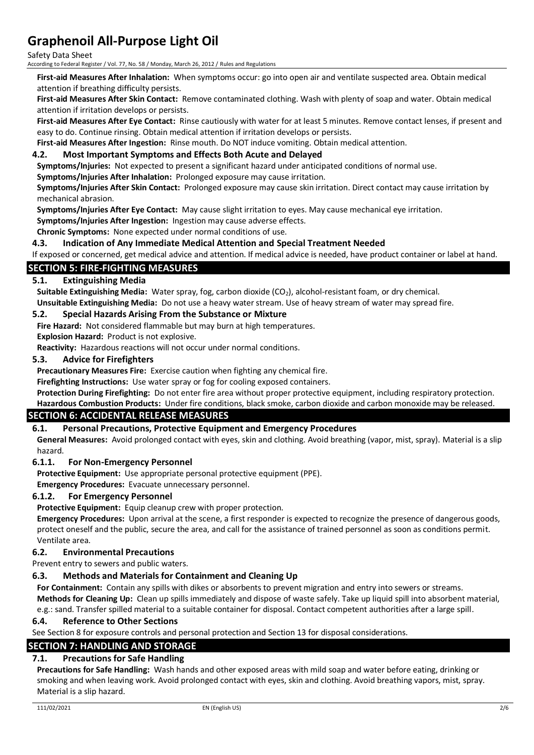**First-aid Measures After Inhalation:** When symptoms occur: go into open air and ventilate suspected area. Obtain medical attention if breathing difficulty persists.

**First-aid Measures After Skin Contact:** Remove contaminated clothing. Wash with plenty of soap and water. Obtain medical attention if irritation develops or persists.

**First-aid Measures After Eye Contact:** Rinse cautiously with water for at least 5 minutes. Remove contact lenses, if present and easy to do. Continue rinsing. Obtain medical attention if irritation develops or persists.

**First-aid Measures After Ingestion:** Rinse mouth. Do NOT induce vomiting. Obtain medical attention.

### 4.2. Most Important Symptoms and Effects Both Acute and Delayed

**Symptoms/Injuries:** Not expected to present a significant hazard under anticipated conditions of normal use.

**Symptoms/Injuries After Inhalation:** Prolonged exposure may cause irritation.

**Symptoms/Injuries After Skin Contact:** Prolonged exposure may cause skin irritation. Direct contact may cause irritation by mechanical abrasion.

**Symptoms/Injuries After Eye Contact:** May cause slight irritation to eyes. May cause mechanical eye irritation.

**Symptoms/Injuries After Ingestion:** Ingestion may cause adverse effects.

**Chronic Symptoms:** None expected under normal conditions of use.

### 4.3. Indication of Any Immediate Medical Attention and Special Treatment Needed

If exposed or concerned, get medical advice and attention. If medical advice is needed, have product container or label at hand.

## SECTION 5: FIRE-FIGHTING MEASURES

### 5.1. Extinguishing Media

**Suitable Extinguishing Media:** Water spray, fog, carbon dioxide ($CO_2$), alcohol-resistant foam, or dry chemical.

**Unsuitable Extinguishing Media:** Do not use a heavy water stream. Use of heavy stream of water may spread fire.

### 5.2. Special Hazards Arising From the Substance or Mixture

**Fire Hazard:** Not considered flammable but may burn at high temperatures.

**Explosion Hazard:** Product is not explosive.

**Reactivity:** Hazardous reactions will not occur under normal conditions.

### 5.3. Advice for Firefighters

**Precautionary Measures Fire:** Exercise caution when fighting any chemical fire.

**Firefighting Instructions:** Use water spray or fog for cooling exposed containers.

**Protection During Firefighting:** Do not enter fire area without proper protective equipment, including respiratory protection.

**Hazardous Combustion Products:** Under fire conditions, black smoke, carbon dioxide and carbon monoxide may be released.

## SECTION 6: ACCIDENTAL RELEASE MEASURES

### 6.1. Personal Precautions, Protective Equipment and Emergency Procedures

**General Measures:** Avoid prolonged contact with eyes, skin and clothing. Avoid breathing (vapor, mist, spray). Material is a slip hazard.

#### 6.1.1. For Non-Emergency Personnel

**Protective Equipment:** Use appropriate personal protective equipment (PPE).

**Emergency Procedures:** Evacuate unnecessary personnel.

#### 6.1.2. For Emergency Personnel

**Protective Equipment:** Equip cleanup crew with proper protection.

**Emergency Procedures:** Upon arrival at the scene, a first responder is expected to recognize the presence of dangerous goods, protect oneself and the public, secure the area, and call for the assistance of trained personnel as soon as conditions permit. Ventilate area.

### 6.2. Environmental Precautions

Prevent entry to sewers and public waters.

### 6.3. Methods and Materials for Containment and Cleaning Up

**For Containment:** Contain any spills with dikes or absorbents to prevent migration and entry into sewers or streams.

**Methods for Cleaning Up:** Clean up spills immediately and dispose of waste safely. Take up liquid spill into absorbent material, e.g.: sand. Transfer spilled material to a suitable container for disposal. Contact competent authorities after a large spill.

### 6.4. Reference to Other Sections

See Section 8 for exposure controls and personal protection and Section 13 for disposal considerations.

## SECTION 7: HANDLING AND STORAGE

### 7.1. Precautions for Safe Handling

**Precautions for Safe Handling:** Wash hands and other exposed areas with mild soap and water before eating, drinking or smoking and when leaving work. Avoid prolonged contact with eyes, skin and clothing. Avoid breathing vapors, mist, spray. Material is a slip hazard.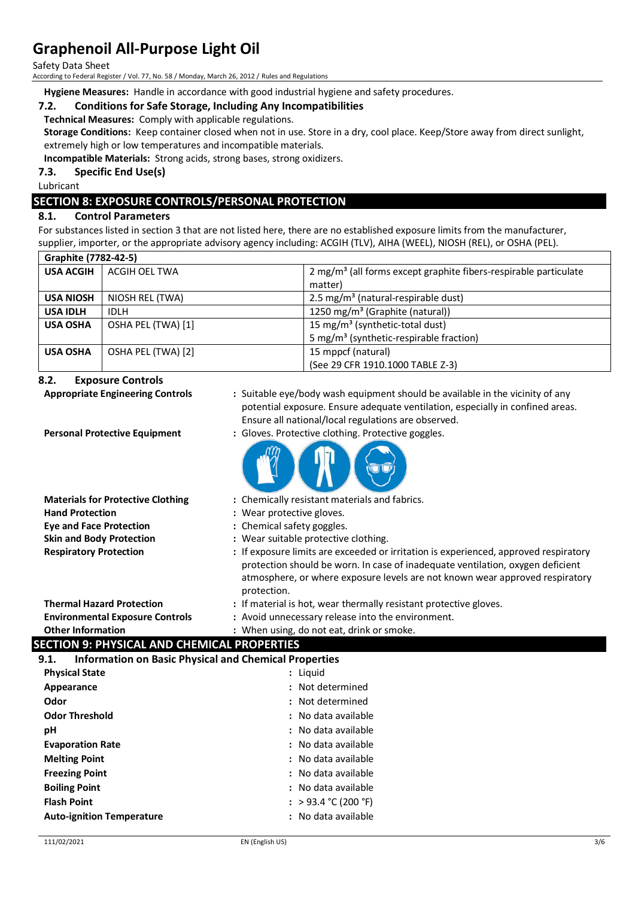**Hygiene Measures:** Handle in accordance with good industrial hygiene and safety procedures.

### 7.2. Conditions for Safe Storage, Including Any Incompatibilities

**Technical Measures:** Comply with applicable regulations.

**Storage Conditions:** Keep container closed when not in use. Store in a dry, cool place. Keep/Store away from direct sunlight, extremely high or low temperatures and incompatible materials.

**Incompatible Materials:** Strong acids, strong bases, strong oxidizers.

### 7.3. Specific End Use(s)

Lubricant

## SECTION 8: EXPOSURE CONTROLS/PERSONAL PROTECTION

### 8.1. Control Parameters

For substances listed in section 3 that are not listed here, there are no established exposure limits from the manufacturer, supplier, importer, or the appropriate advisory agency including: ACGIH (TLV), AIHA (WEEL), NIOSH (REL), or OSHA (PEL).

| Graphite (7782-42-5) | | |
|---|---|---|
| **USA ACGIH** | ACGIH OEL TWA | 2 mg/m³ (all forms except graphite fibers-respirable particulate matter) |
| **USA NIOSH** | NIOSH REL (TWA) | 2.5 mg/m³ (natural-respirable dust) |
| **USA IDLH** | IDLH | 1250 mg/m³ (Graphite (natural)) |
| **USA OSHA** | OSHA PEL (TWA) [1] | 15 mg/m³ (synthetic-total dust)<br>5 mg/m³ (synthetic-respirable fraction) |
| **USA OSHA** | OSHA PEL (TWA) [2] | 15 mppcf (natural)<br>(See 29 CFR 1910.1000 TABLE Z-3) |

### 8.2. Exposure Controls

**Appropriate Engineering Controls** : Suitable eye/body wash equipment should be available in the vicinity of any potential exposure. Ensure adequate ventilation, especially in confined areas. Ensure all national/local regulations are observed.

**Personal Protective Equipment** : Gloves. Protective clothing. Protective goggles.

**Materials for Protective Clothing** : Chemically resistant materials and fabrics.

**Hand Protection** : Wear protective gloves.

**Eye and Face Protection** : Chemical safety goggles.

**Skin and Body Protection** : Wear suitable protective clothing.

**Respiratory Protection** : If exposure limits are exceeded or irritation is experienced, approved respiratory protection should be worn. In case of inadequate ventilation, oxygen deficient atmosphere, or where exposure levels are not known wear approved respiratory protection.

**Thermal Hazard Protection** : If material is hot, wear thermally resistant protective gloves.

**Environmental Exposure Controls** : Avoid unnecessary release into the environment.

**Other Information** : When using, do not eat, drink or smoke.

## SECTION 9: PHYSICAL AND CHEMICAL PROPERTIES

### 9.1. Information on Basic Physical and Chemical Properties

**Physical State** : Liquid

**Appearance** : Not determined

**Odor** : Not determined

**Odor Threshold** : No data available

**pH** : No data available

**Evaporation Rate** : No data available

**Melting Point** : No data available

**Freezing Point** : No data available

**Boiling Point** : No data available

**Flash Point** : > 93.4 °C (200 °F)

**Auto-ignition Temperature** : No data available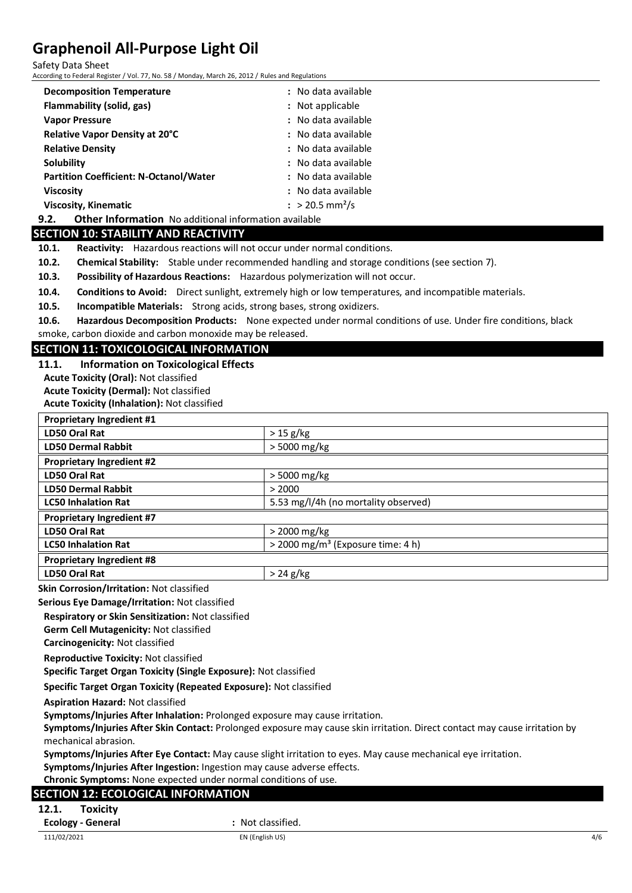| | |
|---|---|
| **Decomposition Temperature** | : No data available |
| **Flammability (solid, gas)** | : Not applicable |
| **Vapor Pressure** | : No data available |
| **Relative Vapor Density at 20°C** | : No data available |
| **Relative Density** | : No data available |
| **Solubility** | : No data available |
| **Partition Coefficient: N-Octanol/Water** | : No data available |
| **Viscosity** | : No data available |
| **Viscosity, Kinematic** | : > 20.5 $mm^2/s$ |

**9.2. Other Information** No additional information available

## SECTION 10: STABILITY AND REACTIVITY

**10.1. Reactivity:** Hazardous reactions will not occur under normal conditions.

**10.2. Chemical Stability:** Stable under recommended handling and storage conditions (see section 7).

**10.3. Possibility of Hazardous Reactions:** Hazardous polymerization will not occur.

**10.4. Conditions to Avoid:** Direct sunlight, extremely high or low temperatures, and incompatible materials.

**10.5. Incompatible Materials:** Strong acids, strong bases, strong oxidizers.

**10.6. Hazardous Decomposition Products:** None expected under normal conditions of use. Under fire conditions, black smoke, carbon dioxide and carbon monoxide may be released.

## SECTION 11: TOXICOLOGICAL INFORMATION

### 11.1. Information on Toxicological Effects

**Acute Toxicity (Oral):** Not classified

**Acute Toxicity (Dermal):** Not classified

**Acute Toxicity (Inhalation):** Not classified

| **Proprietary Ingredient #1** | |
|---|---|
| **LD50 Oral Rat** | > 15 g/kg |
| **LD50 Dermal Rabbit** | > 5000 mg/kg |
| **Proprietary Ingredient #2** | |
| **LD50 Oral Rat** | > 5000 mg/kg |
| **LD50 Dermal Rabbit** | > 2000 |
| **LC50 Inhalation Rat** | 5.53 mg/l/4h (no mortality observed) |
| **Proprietary Ingredient #7** | |
| **LD50 Oral Rat** | > 2000 mg/kg |
| **LC50 Inhalation Rat** | > 2000 $mg/m^3$ (Exposure time: 4 h) |
| **Proprietary Ingredient #8** | |
| **LD50 Oral Rat** | > 24 g/kg |

**Skin Corrosion/Irritation:** Not classified

**Serious Eye Damage/Irritation:** Not classified

**Respiratory or Skin Sensitization:** Not classified

**Germ Cell Mutagenicity:** Not classified

**Carcinogenicity:** Not classified

**Reproductive Toxicity:** Not classified

**Specific Target Organ Toxicity (Single Exposure):** Not classified

**Specific Target Organ Toxicity (Repeated Exposure):** Not classified

**Aspiration Hazard:** Not classified

**Symptoms/Injuries After Inhalation:** Prolonged exposure may cause irritation.

**Symptoms/Injuries After Skin Contact:** Prolonged exposure may cause skin irritation. Direct contact may cause irritation by mechanical abrasion.

**Symptoms/Injuries After Eye Contact:** May cause slight irritation to eyes. May cause mechanical eye irritation.

**Symptoms/Injuries After Ingestion:** Ingestion may cause adverse effects.

**Chronic Symptoms:** None expected under normal conditions of use.

## SECTION 12: ECOLOGICAL INFORMATION

### 12.1. Toxicity

**Ecology - General** : Not classified.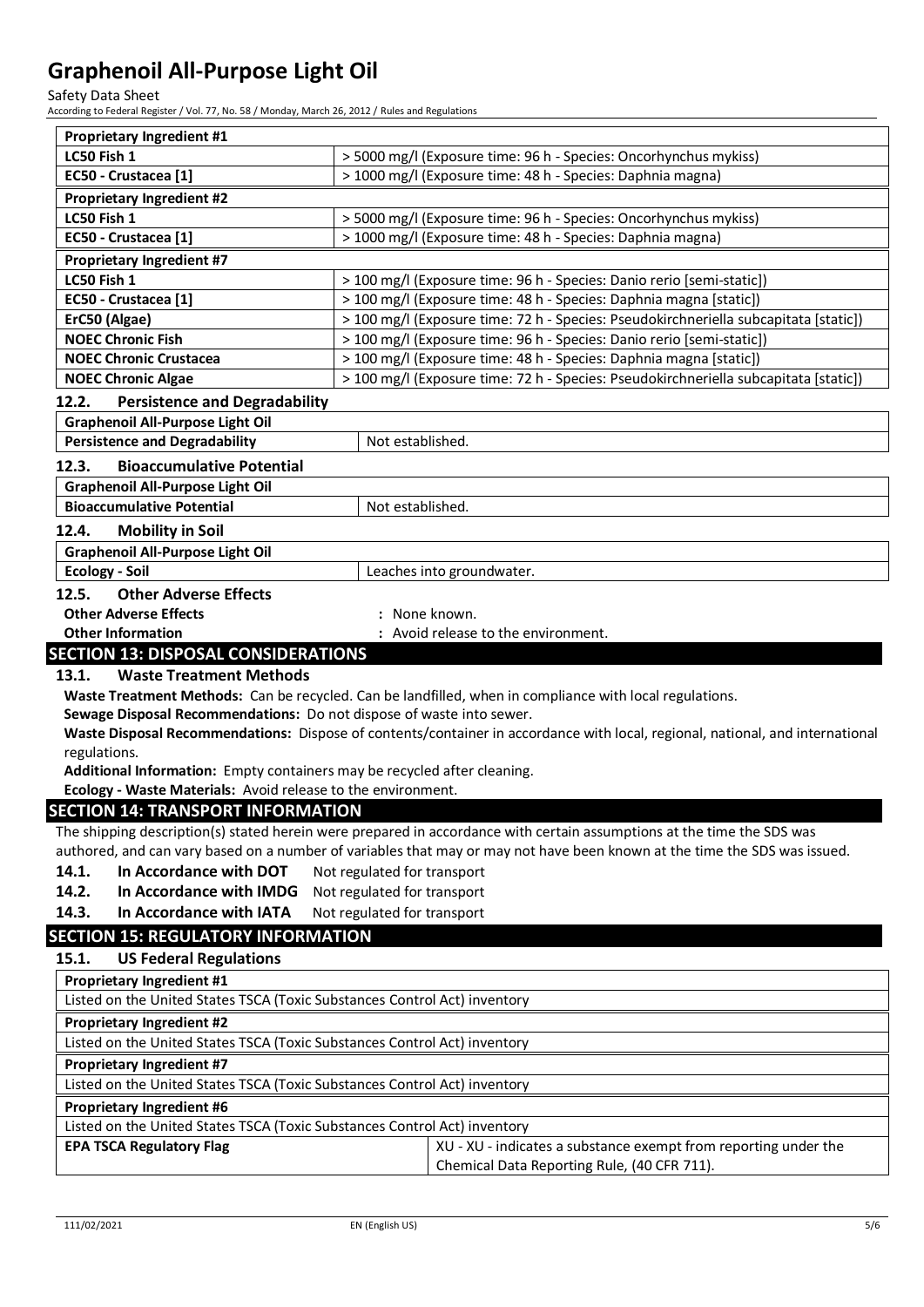| Proprietary Ingredient #1 | |
|---|---|
| LC50 Fish 1 | > 5000 mg/l (Exposure time: 96 h - Species: Oncorhynchus mykiss) |
| EC50 - Crustacea [1] | > 1000 mg/l (Exposure time: 48 h - Species: Daphnia magna) |
| **Proprietary Ingredient #2** | |
| LC50 Fish 1 | > 5000 mg/l (Exposure time: 96 h - Species: Oncorhynchus mykiss) |
| EC50 - Crustacea [1] | > 1000 mg/l (Exposure time: 48 h - Species: Daphnia magna) |
| **Proprietary Ingredient #7** | |
| LC50 Fish 1 | > 100 mg/l (Exposure time: 96 h - Species: Danio rerio [semi-static]) |
| EC50 - Crustacea [1] | > 100 mg/l (Exposure time: 48 h - Species: Daphnia magna [static]) |
| ErC50 (Algae) | > 100 mg/l (Exposure time: 72 h - Species: Pseudokirchneriella subcapitata [static]) |
| NOEC Chronic Fish | > 100 mg/l (Exposure time: 96 h - Species: Danio rerio [semi-static]) |
| NOEC Chronic Crustacea | > 100 mg/l (Exposure time: 48 h - Species: Daphnia magna [static]) |
| NOEC Chronic Algae | > 100 mg/l (Exposure time: 72 h - Species: Pseudokirchneriella subcapitata [static]) |

### 12.2. Persistence and Degradability

| Graphenoil All-Purpose Light Oil | |
|---|---|
| Persistence and Degradability | Not established. |

### 12.3. Bioaccumulative Potential

| Graphenoil All-Purpose Light Oil | |
|---|---|
| Bioaccumulative Potential | Not established. |

### 12.4. Mobility in Soil

| Graphenoil All-Purpose Light Oil | |
|---|---|
| Ecology - Soil | Leaches into groundwater. |

### 12.5. Other Adverse Effects

**Other Adverse Effects** : None known.

**Other Information** : Avoid release to the environment.

## SECTION 13: DISPOSAL CONSIDERATIONS

### 13.1. Waste Treatment Methods

**Waste Treatment Methods:** Can be recycled. Can be landfilled, when in compliance with local regulations.

**Sewage Disposal Recommendations:** Do not dispose of waste into sewer.

**Waste Disposal Recommendations:** Dispose of contents/container in accordance with local, regional, national, and international regulations.

**Additional Information:** Empty containers may be recycled after cleaning.

**Ecology - Waste Materials:** Avoid release to the environment.

## SECTION 14: TRANSPORT INFORMATION

The shipping description(s) stated herein were prepared in accordance with certain assumptions at the time the SDS was authored, and can vary based on a number of variables that may or may not have been known at the time the SDS was issued.

**14.1. In Accordance with DOT** Not regulated for transport

**14.2. In Accordance with IMDG** Not regulated for transport

**14.3. In Accordance with IATA** Not regulated for transport

## SECTION 15: REGULATORY INFORMATION

### 15.1. US Federal Regulations

| Proprietary Ingredient #1 | |
|---|---|
| Listed on the United States TSCA (Toxic Substances Control Act) inventory | |
| **Proprietary Ingredient #2** | |
| Listed on the United States TSCA (Toxic Substances Control Act) inventory | |
| **Proprietary Ingredient #7** | |
| Listed on the United States TSCA (Toxic Substances Control Act) inventory | |
| **Proprietary Ingredient #6** | |
| Listed on the United States TSCA (Toxic Substances Control Act) inventory | |
| **EPA TSCA Regulatory Flag** | XU - XU - indicates a substance exempt from reporting under the Chemical Data Reporting Rule, (40 CFR 711). |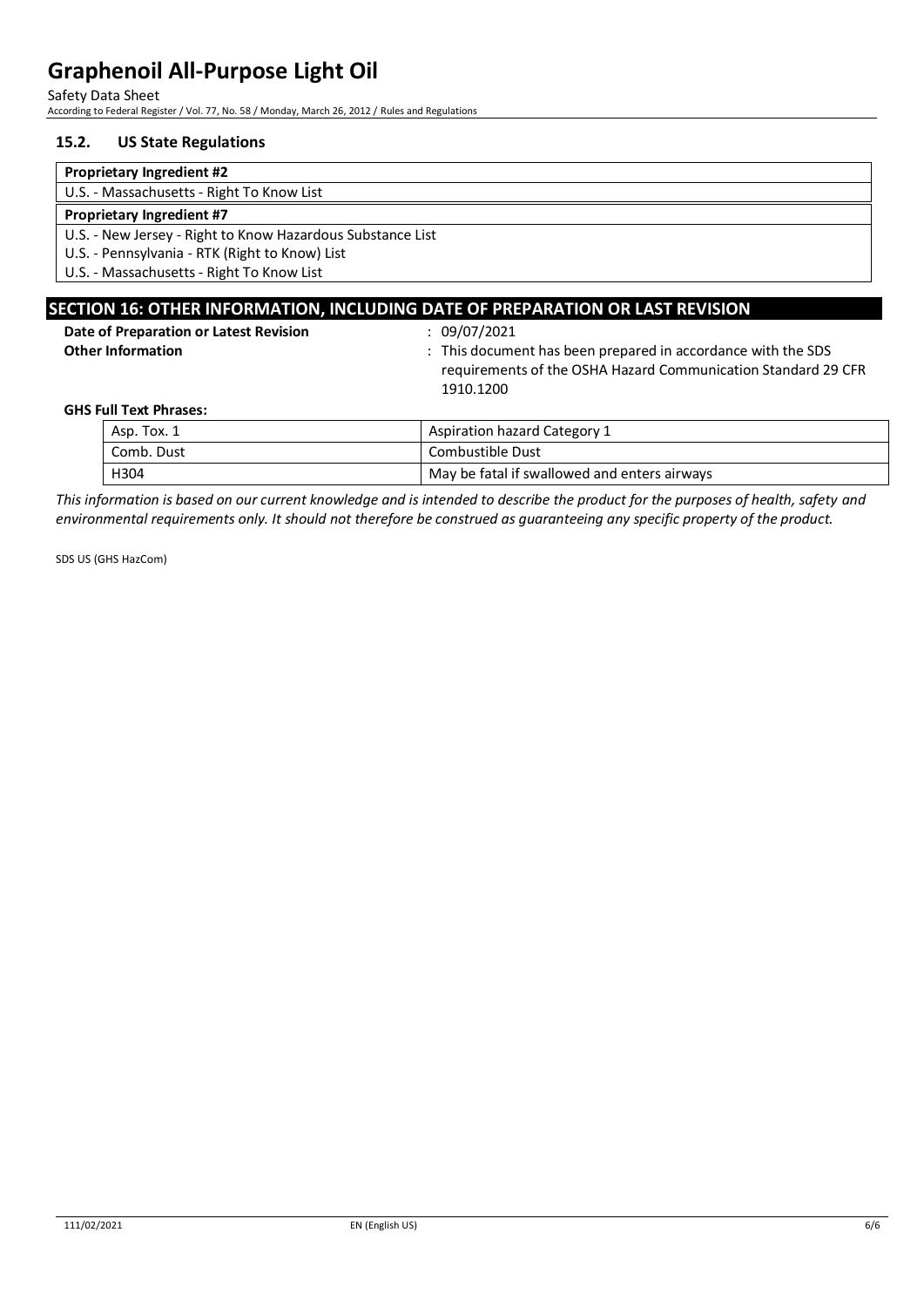### 15.2. US State Regulations

| |
|---|
| **Proprietary Ingredient #2** |
| U.S. - Massachusetts - Right To Know List |
| **Proprietary Ingredient #7** |
| U.S. - New Jersey - Right to Know Hazardous Substance List |
| U.S. - Pennsylvania - RTK (Right to Know) List |
| U.S. - Massachusetts - Right To Know List |

## SECTION 16: OTHER INFORMATION, INCLUDING DATE OF PREPARATION OR LAST REVISION

**Date of Preparation or Latest Revision** : 09/07/2021

**Other Information** : This document has been prepared in accordance with the SDS requirements of the OSHA Hazard Communication Standard 29 CFR 1910.1200

**GHS Full Text Phrases:**

| | |
|---|---|
| Asp. Tox. 1 | Aspiration hazard Category 1 |
| Comb. Dust | Combustible Dust |
| H304 | May be fatal if swallowed and enters airways |

*This information is based on our current knowledge and is intended to describe the product for the purposes of health, safety and environmental requirements only. It should not therefore be construed as guaranteeing any specific property of the product.*

SDS US (GHS HazCom)